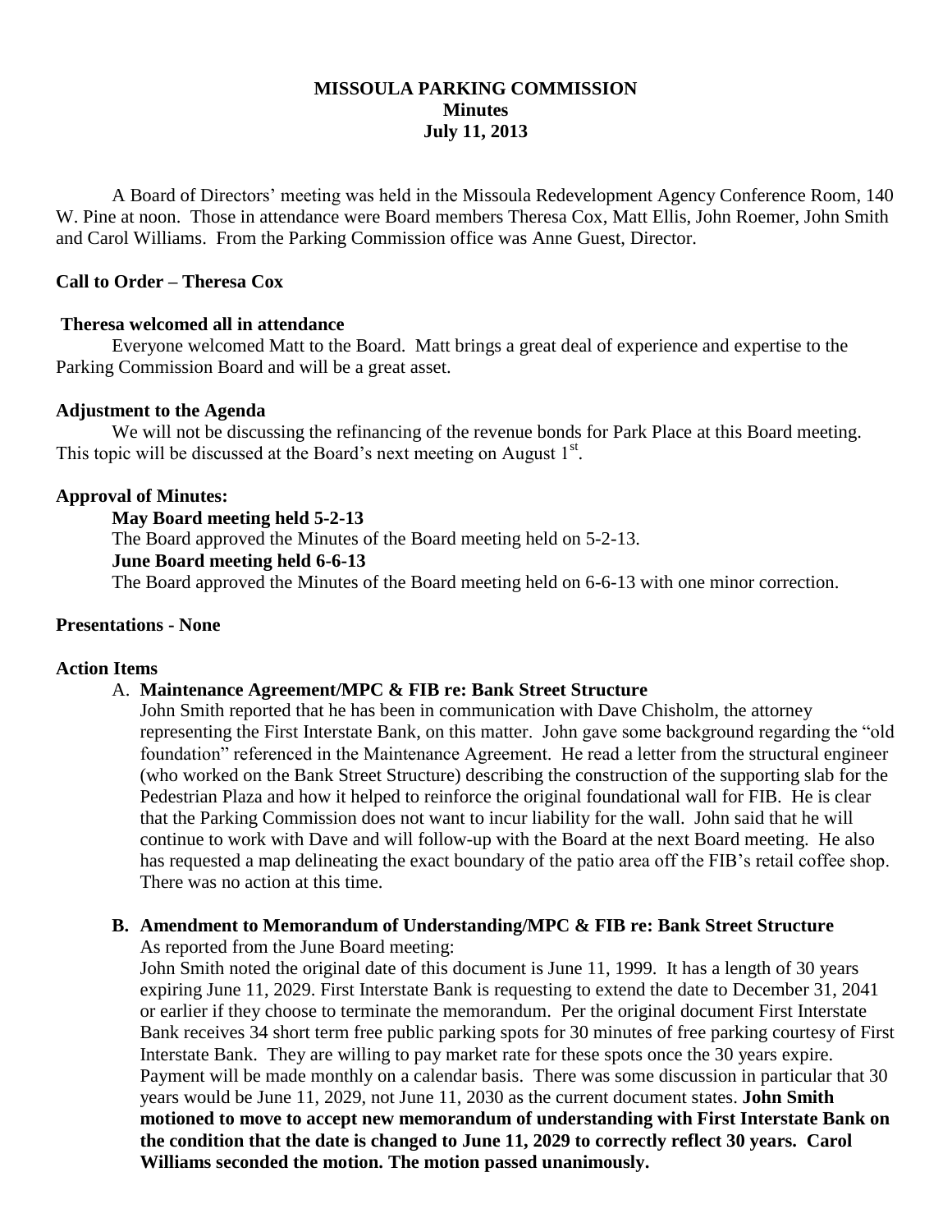# MISSOULA PARKING COMMISSION
## Minutes
## July 11, 2013

A Board of Directors' meeting was held in the Missoula Redevelopment Agency Conference Room, 140 W. Pine at noon. Those in attendance were Board members Theresa Cox, Matt Ellis, John Roemer, John Smith and Carol Williams. From the Parking Commission office was Anne Guest, Director.

### Call to Order – Theresa Cox

### Theresa welcomed all in attendance

Everyone welcomed Matt to the Board. Matt brings a great deal of experience and expertise to the Parking Commission Board and will be a great asset.

### Adjustment to the Agenda

We will not be discussing the refinancing of the revenue bonds for Park Place at this Board meeting. This topic will be discussed at the Board's next meeting on August 1st.

### Approval of Minutes:

**May Board meeting held 5-2-13**

The Board approved the Minutes of the Board meeting held on 5-2-13.

**June Board meeting held 6-6-13**

The Board approved the Minutes of the Board meeting held on 6-6-13 with one minor correction.

### Presentations - None

### Action Items

A. **Maintenance Agreement/MPC & FIB re: Bank Street Structure**

John Smith reported that he has been in communication with Dave Chisholm, the attorney representing the First Interstate Bank, on this matter. John gave some background regarding the "old foundation" referenced in the Maintenance Agreement. He read a letter from the structural engineer (who worked on the Bank Street Structure) describing the construction of the supporting slab for the Pedestrian Plaza and how it helped to reinforce the original foundational wall for FIB. He is clear that the Parking Commission does not want to incur liability for the wall. John said that he will continue to work with Dave and will follow-up with the Board at the next Board meeting. He also has requested a map delineating the exact boundary of the patio area off the FIB's retail coffee shop. There was no action at this time.

B. **Amendment to Memorandum of Understanding/MPC & FIB re: Bank Street Structure**

As reported from the June Board meeting:

John Smith noted the original date of this document is June 11, 1999. It has a length of 30 years expiring June 11, 2029. First Interstate Bank is requesting to extend the date to December 31, 2041 or earlier if they choose to terminate the memorandum. Per the original document First Interstate Bank receives 34 short term free public parking spots for 30 minutes of free parking courtesy of First Interstate Bank. They are willing to pay market rate for these spots once the 30 years expire. Payment will be made monthly on a calendar basis. There was some discussion in particular that 30 years would be June 11, 2029, not June 11, 2030 as the current document states. **John Smith motioned to move to accept new memorandum of understanding with First Interstate Bank on the condition that the date is changed to June 11, 2029 to correctly reflect 30 years. Carol Williams seconded the motion. The motion passed unanimously.**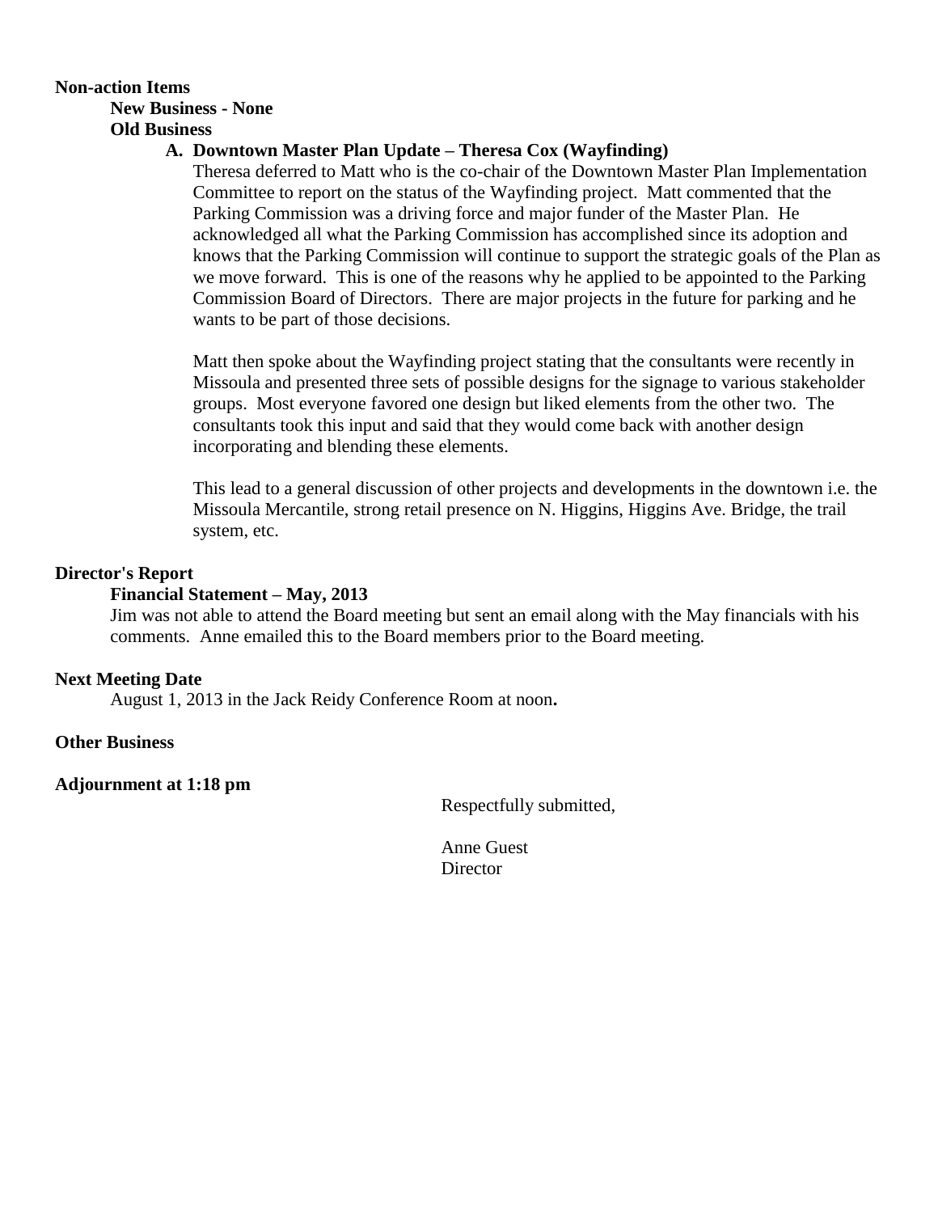**Non-action Items**

**New Business - None**

**Old Business**

**A. Downtown Master Plan Update – Theresa Cox (Wayfinding)**

Theresa deferred to Matt who is the co-chair of the Downtown Master Plan Implementation Committee to report on the status of the Wayfinding project. Matt commented that the Parking Commission was a driving force and major funder of the Master Plan. He acknowledged all what the Parking Commission has accomplished since its adoption and knows that the Parking Commission will continue to support the strategic goals of the Plan as we move forward. This is one of the reasons why he applied to be appointed to the Parking Commission Board of Directors. There are major projects in the future for parking and he wants to be part of those decisions.

Matt then spoke about the Wayfinding project stating that the consultants were recently in Missoula and presented three sets of possible designs for the signage to various stakeholder groups. Most everyone favored one design but liked elements from the other two. The consultants took this input and said that they would come back with another design incorporating and blending these elements.

This lead to a general discussion of other projects and developments in the downtown i.e. the Missoula Mercantile, strong retail presence on N. Higgins, Higgins Ave. Bridge, the trail system, etc.

**Director's Report**

**Financial Statement – May, 2013**

Jim was not able to attend the Board meeting but sent an email along with the May financials with his comments. Anne emailed this to the Board members prior to the Board meeting.

**Next Meeting Date**

August 1, 2013 in the Jack Reidy Conference Room at noon**.**

**Other Business**

**Adjournment at 1:18 pm**

Respectfully submitted,

Anne Guest
Director